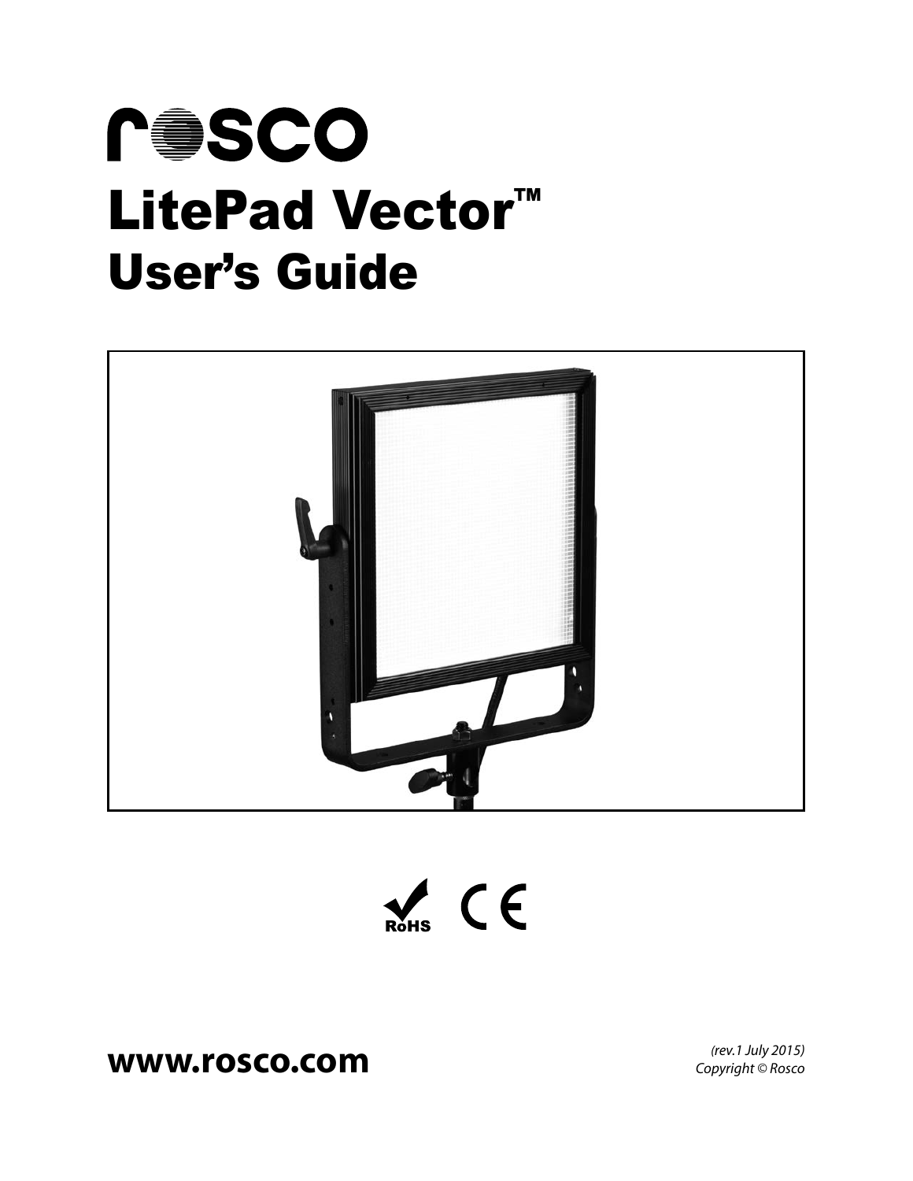# rosco

# LitePad Vector™

## User's Guide

RoHS CE

**www.rosco.com**

*(rev.1 July 2015)*
*Copyright © Rosco*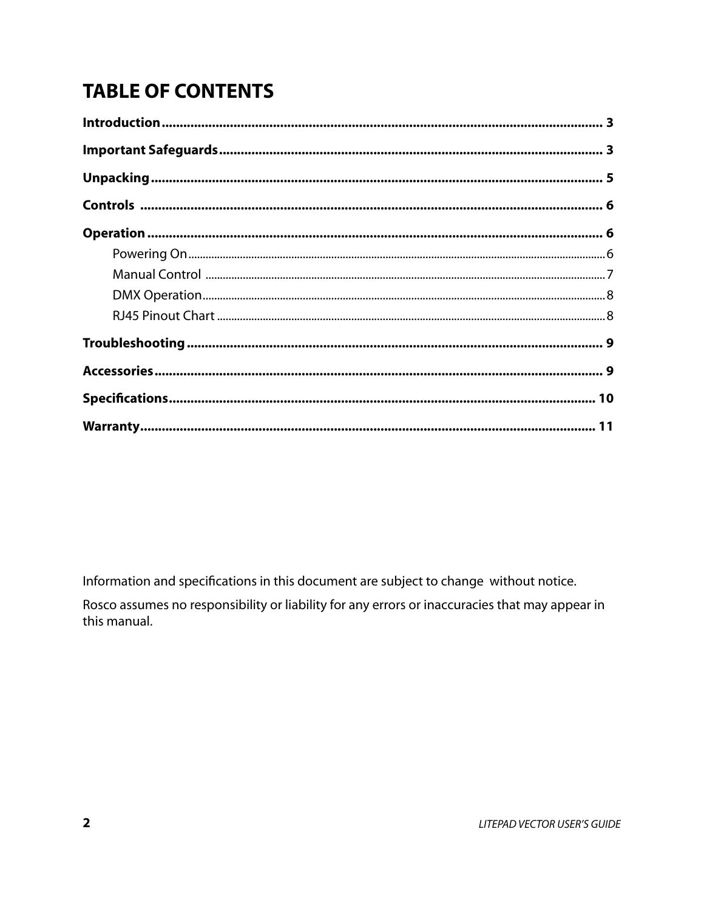# TABLE OF CONTENTS

**Introduction** ........................................................ 3

**Important Safeguards** ........................................................ 3

**Unpacking** ........................................................ 5

**Controls** ........................................................ 6

**Operation** ........................................................ 6

- Powering On ........................................................ 6
- Manual Control ........................................................ 7
- DMX Operation ........................................................ 8
- RJ45 Pinout Chart ........................................................ 8

**Troubleshooting** ........................................................ 9

**Accessories** ........................................................ 9

**Specifications** ........................................................ 10

**Warranty** ........................................................ 11

Information and specifications in this document are subject to change without notice.

Rosco assumes no responsibility or liability for any errors or inaccuracies that may appear in this manual.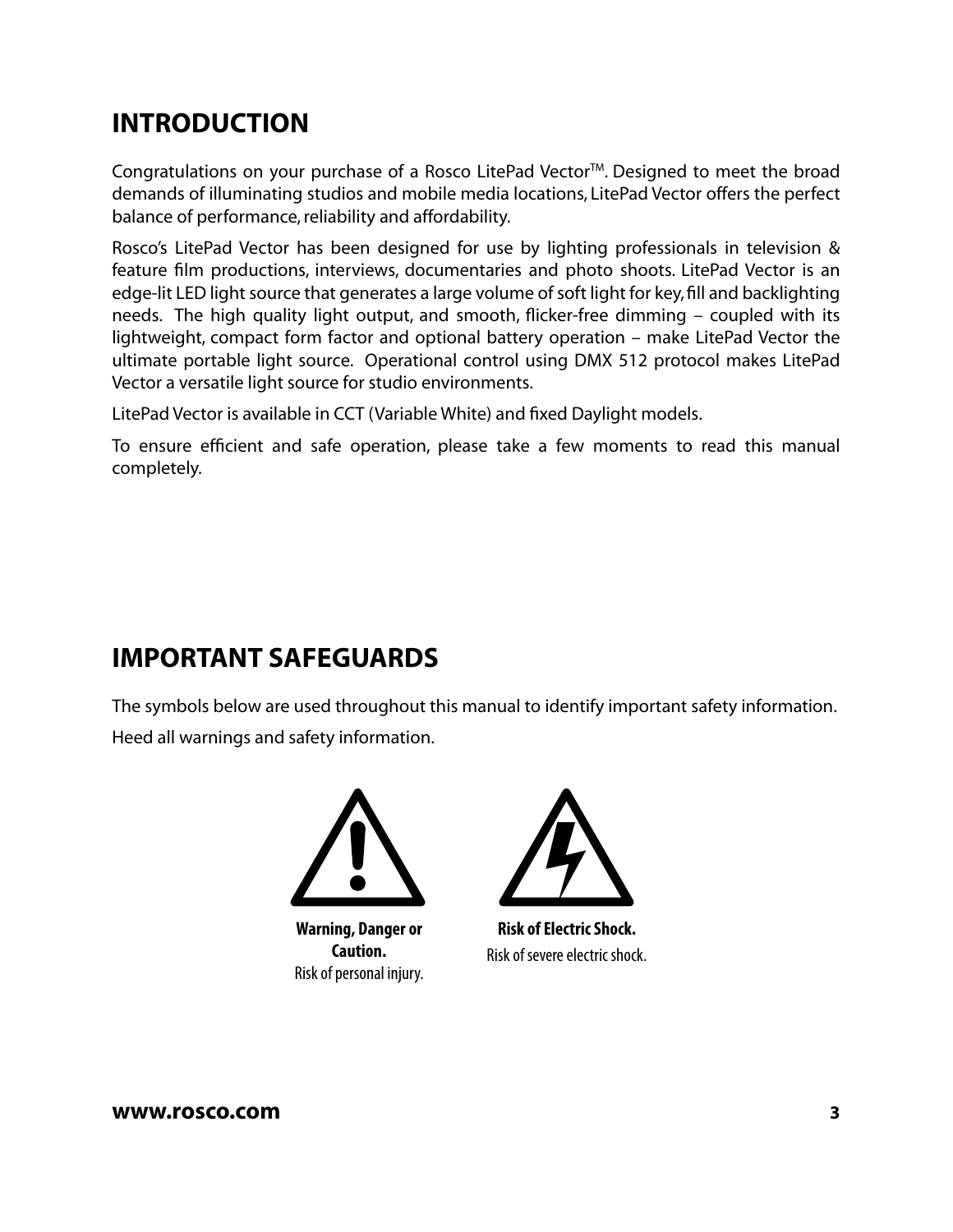# INTRODUCTION

Congratulations on your purchase of a Rosco LitePad Vector™. Designed to meet the broad demands of illuminating studios and mobile media locations, LitePad Vector offers the perfect balance of performance, reliability and affordability.

Rosco's LitePad Vector has been designed for use by lighting professionals in television & feature film productions, interviews, documentaries and photo shoots. LitePad Vector is an edge-lit LED light source that generates a large volume of soft light for key, fill and backlighting needs. The high quality light output, and smooth, flicker-free dimming – coupled with its lightweight, compact form factor and optional battery operation – make LitePad Vector the ultimate portable light source. Operational control using DMX 512 protocol makes LitePad Vector a versatile light source for studio environments.

LitePad Vector is available in CCT (Variable White) and fixed Daylight models.

To ensure efficient and safe operation, please take a few moments to read this manual completely.

# IMPORTANT SAFEGUARDS

The symbols below are used throughout this manual to identify important safety information.

Heed all warnings and safety information.

**Warning, Danger or Caution.**
Risk of personal injury.

**Risk of Electric Shock.**
Risk of severe electric shock.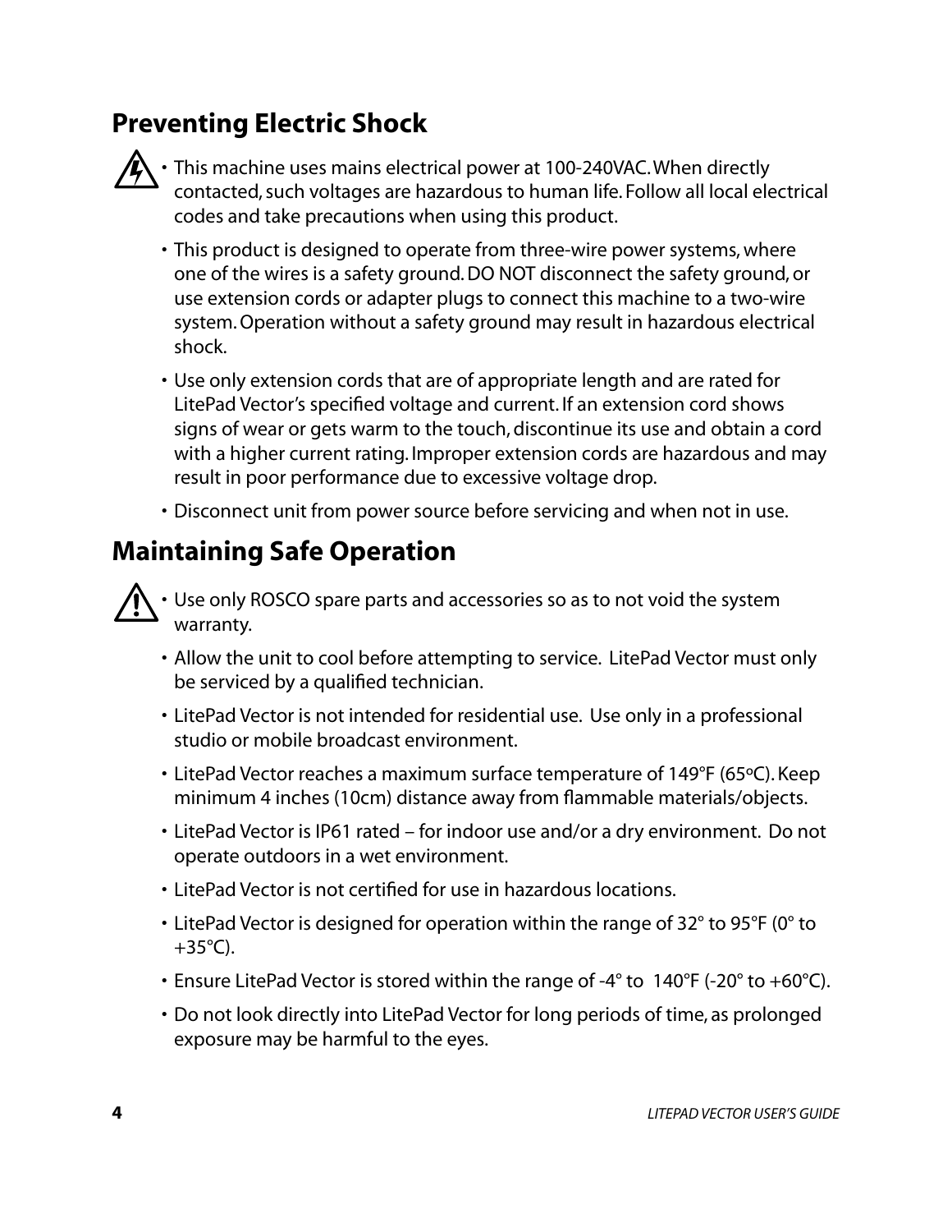## Preventing Electric Shock

- This machine uses mains electrical power at 100-240VAC. When directly contacted, such voltages are hazardous to human life. Follow all local electrical codes and take precautions when using this product.
- This product is designed to operate from three-wire power systems, where one of the wires is a safety ground. DO NOT disconnect the safety ground, or use extension cords or adapter plugs to connect this machine to a two-wire system. Operation without a safety ground may result in hazardous electrical shock.
- Use only extension cords that are of appropriate length and are rated for LitePad Vector's specified voltage and current. If an extension cord shows signs of wear or gets warm to the touch, discontinue its use and obtain a cord with a higher current rating. Improper extension cords are hazardous and may result in poor performance due to excessive voltage drop.
- Disconnect unit from power source before servicing and when not in use.

## Maintaining Safe Operation

- Use only ROSCO spare parts and accessories so as to not void the system warranty.
- Allow the unit to cool before attempting to service. LitePad Vector must only be serviced by a qualified technician.
- LitePad Vector is not intended for residential use. Use only in a professional studio or mobile broadcast environment.
- LitePad Vector reaches a maximum surface temperature of 149°F (65ºC). Keep minimum 4 inches (10cm) distance away from flammable materials/objects.
- LitePad Vector is IP61 rated – for indoor use and/or a dry environment. Do not operate outdoors in a wet environment.
- LitePad Vector is not certified for use in hazardous locations.
- LitePad Vector is designed for operation within the range of 32° to 95°F (0° to +35°C).
- Ensure LitePad Vector is stored within the range of -4° to 140°F (-20° to +60°C).
- Do not look directly into LitePad Vector for long periods of time, as prolonged exposure may be harmful to the eyes.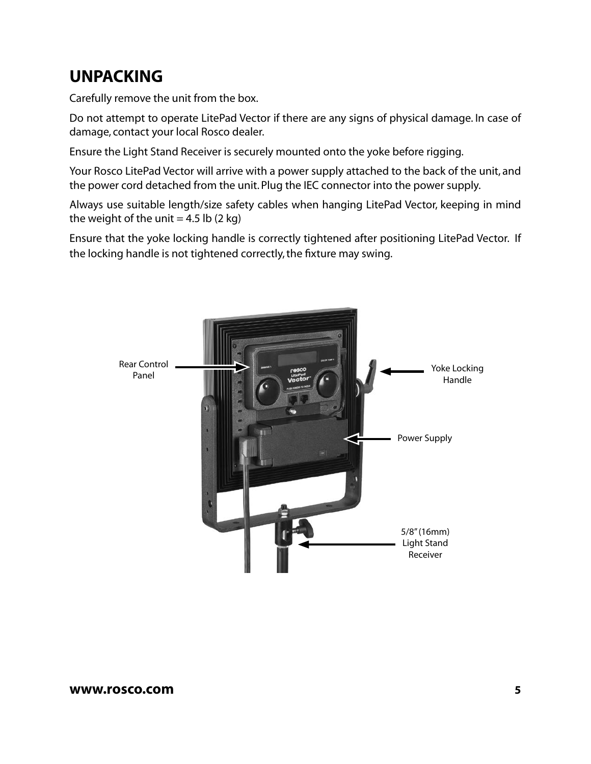# UNPACKING

Carefully remove the unit from the box.

Do not attempt to operate LitePad Vector if there are any signs of physical damage. In case of damage, contact your local Rosco dealer.

Ensure the Light Stand Receiver is securely mounted onto the yoke before rigging.

Your Rosco LitePad Vector will arrive with a power supply attached to the back of the unit, and the power cord detached from the unit. Plug the IEC connector into the power supply.

Always use suitable length/size safety cables when hanging LitePad Vector, keeping in mind the weight of the unit = 4.5 lb (2 kg)

Ensure that the yoke locking handle is correctly tightened after positioning LitePad Vector. If the locking handle is not tightened correctly, the fixture may swing.

Rear Control Panel

Yoke Locking Handle

Power Supply

5/8" (16mm) Light Stand Receiver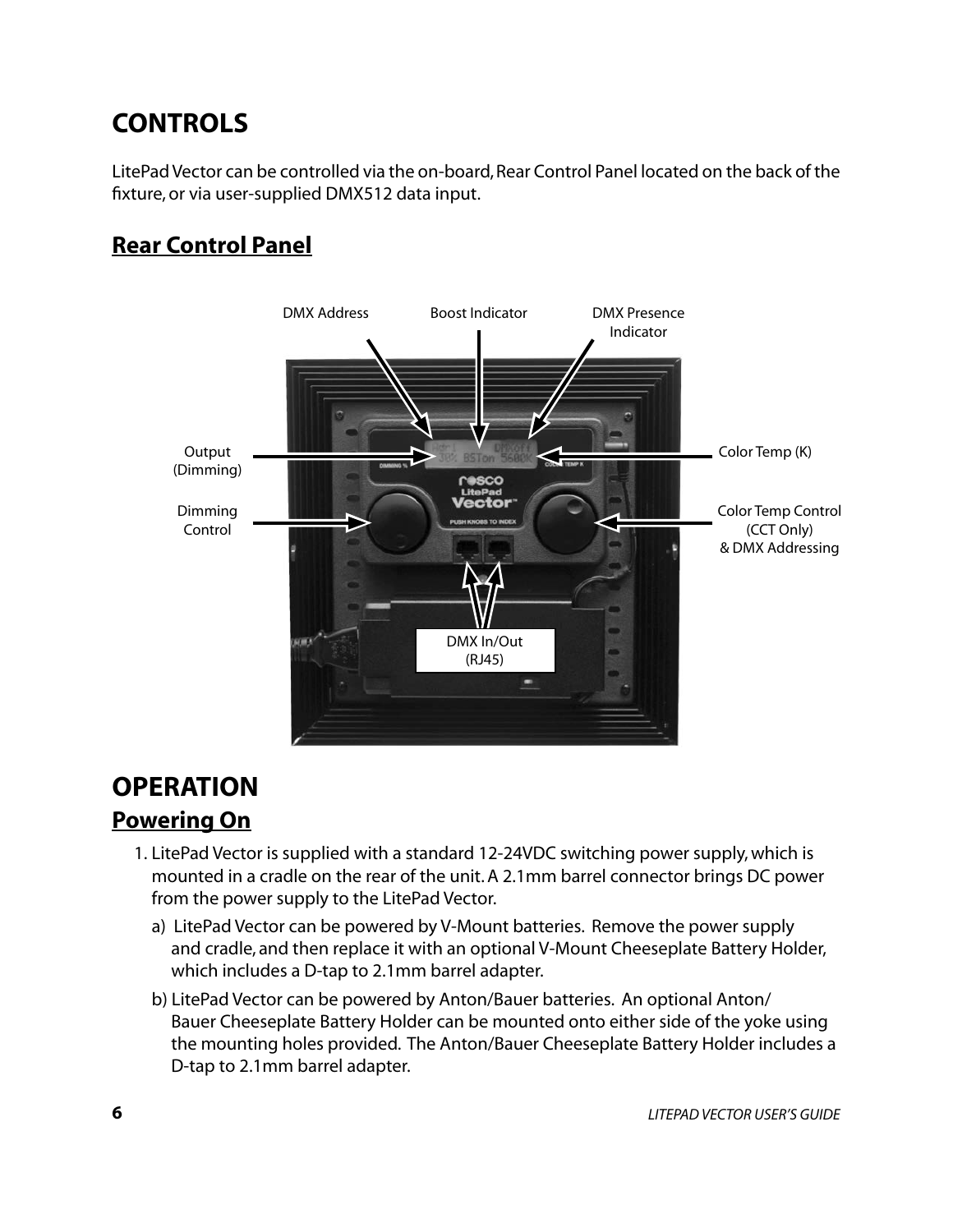# CONTROLS

LitePad Vector can be controlled via the on-board, Rear Control Panel located on the back of the fixture, or via user-supplied DMX512 data input.

## Rear Control Panel

DMX Address

Boost Indicator

DMX Presence Indicator

Output (Dimming)

Color Temp (K)

Dimming Control

Color Temp Control (CCT Only) & DMX Addressing

DMX In/Out (RJ45)

# OPERATION

## Powering On

1. LitePad Vector is supplied with a standard 12-24VDC switching power supply, which is mounted in a cradle on the rear of the unit. A 2.1mm barrel connector brings DC power from the power supply to the LitePad Vector.
   a) LitePad Vector can be powered by V-Mount batteries. Remove the power supply and cradle, and then replace it with an optional V-Mount Cheeseplate Battery Holder, which includes a D-tap to 2.1mm barrel adapter.
   b) LitePad Vector can be powered by Anton/Bauer batteries. An optional Anton/Bauer Cheeseplate Battery Holder can be mounted onto either side of the yoke using the mounting holes provided. The Anton/Bauer Cheeseplate Battery Holder includes a D-tap to 2.1mm barrel adapter.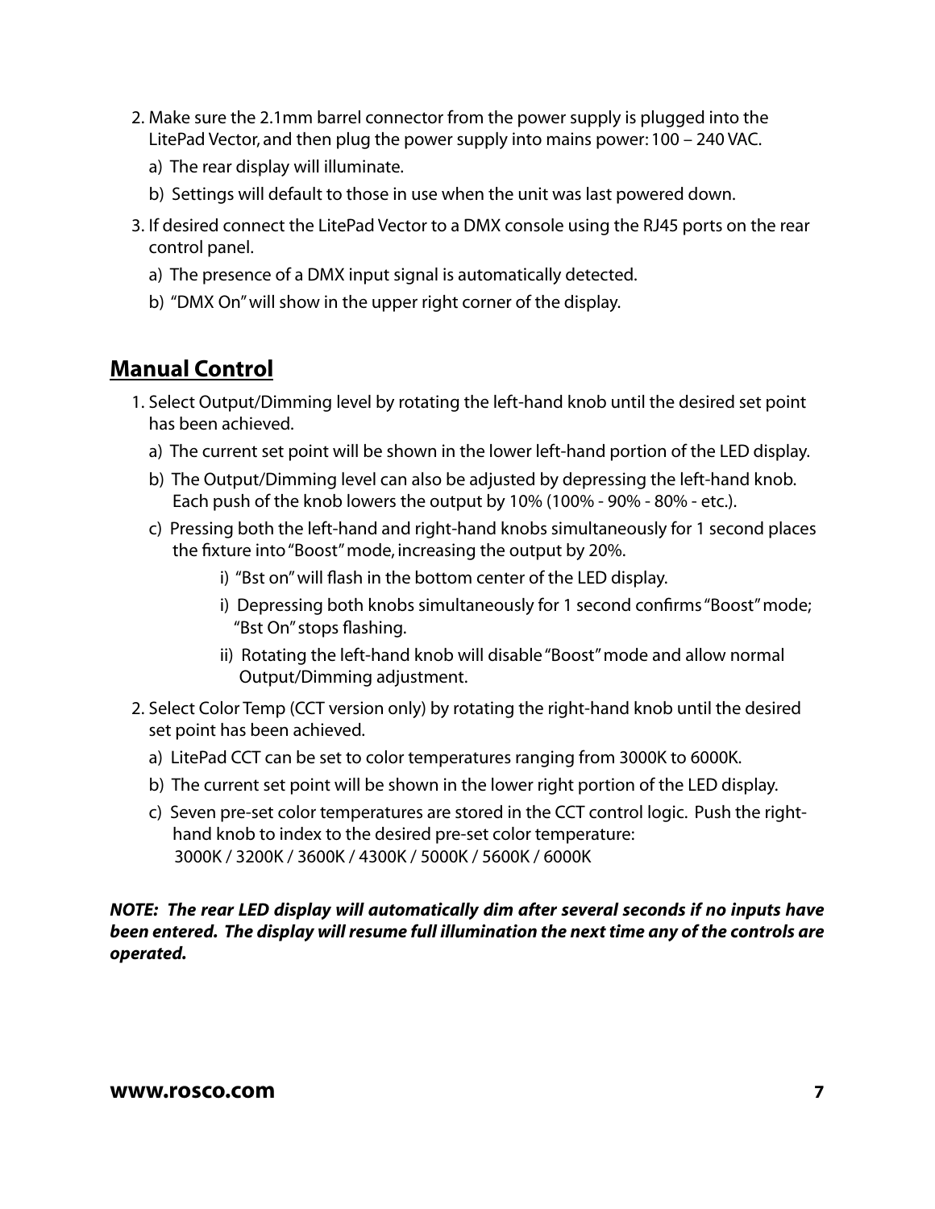2. Make sure the 2.1mm barrel connector from the power supply is plugged into the LitePad Vector, and then plug the power supply into mains power: 100 – 240 VAC.
   a) The rear display will illuminate.
   b) Settings will default to those in use when the unit was last powered down.
3. If desired connect the LitePad Vector to a DMX console using the RJ45 ports on the rear control panel.
   a) The presence of a DMX input signal is automatically detected.
   b) "DMX On" will show in the upper right corner of the display.

## Manual Control

1. Select Output/Dimming level by rotating the left-hand knob until the desired set point has been achieved.
   a) The current set point will be shown in the lower left-hand portion of the LED display.
   b) The Output/Dimming level can also be adjusted by depressing the left-hand knob. Each push of the knob lowers the output by 10% (100% - 90% - 80% - etc.).
   c) Pressing both the left-hand and right-hand knobs simultaneously for 1 second places the fixture into "Boost" mode, increasing the output by 20%.
      i) "Bst on" will flash in the bottom center of the LED display.
      i) Depressing both knobs simultaneously for 1 second confirms "Boost" mode; "Bst On" stops flashing.
      ii) Rotating the left-hand knob will disable "Boost" mode and allow normal Output/Dimming adjustment.
2. Select Color Temp (CCT version only) by rotating the right-hand knob until the desired set point has been achieved.
   a) LitePad CCT can be set to color temperatures ranging from 3000K to 6000K.
   b) The current set point will be shown in the lower right portion of the LED display.
   c) Seven pre-set color temperatures are stored in the CCT control logic. Push the right-hand knob to index to the desired pre-set color temperature:
      3000K / 3200K / 3600K / 4300K / 5000K / 5600K / 6000K

***NOTE: The rear LED display will automatically dim after several seconds if no inputs have been entered. The display will resume full illumination the next time any of the controls are operated.***

**www.rosco.com**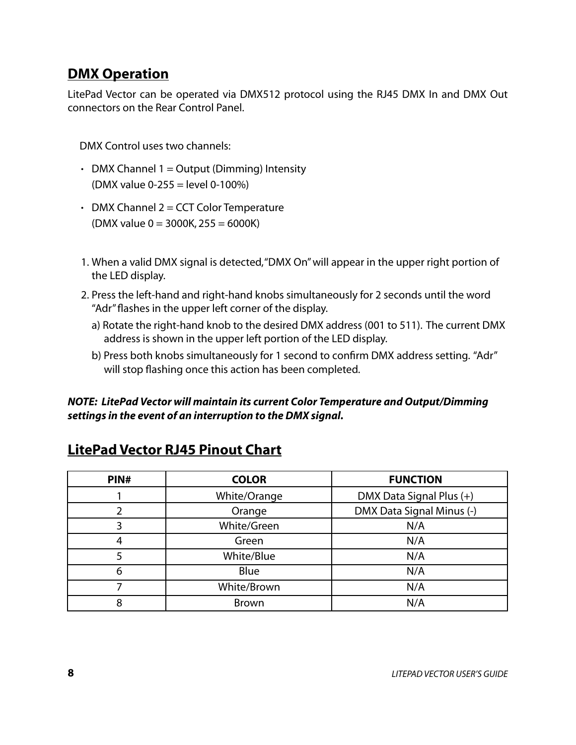## DMX Operation

LitePad Vector can be operated via DMX512 protocol using the RJ45 DMX In and DMX Out connectors on the Rear Control Panel.

DMX Control uses two channels:

- DMX Channel 1 = Output (Dimming) Intensity
  (DMX value 0-255 = level 0-100%)
- DMX Channel 2 = CCT Color Temperature
  (DMX value 0 = 3000K, 255 = 6000K)

1. When a valid DMX signal is detected, "DMX On" will appear in the upper right portion of the LED display.
2. Press the left-hand and right-hand knobs simultaneously for 2 seconds until the word "Adr" flashes in the upper left corner of the display.
   a) Rotate the right-hand knob to the desired DMX address (001 to 511). The current DMX address is shown in the upper left portion of the LED display.
   b) Press both knobs simultaneously for 1 second to confirm DMX address setting. "Adr" will stop flashing once this action has been completed.

***NOTE: LitePad Vector will maintain its current Color Temperature and Output/Dimming settings in the event of an interruption to the DMX signal.***

## LitePad Vector RJ45 Pinout Chart

| PIN# | COLOR | FUNCTION |
| --- | --- | --- |
| 1 | White/Orange | DMX Data Signal Plus (+) |
| 2 | Orange | DMX Data Signal Minus (-) |
| 3 | White/Green | N/A |
| 4 | Green | N/A |
| 5 | White/Blue | N/A |
| 6 | Blue | N/A |
| 7 | White/Brown | N/A |
| 8 | Brown | N/A |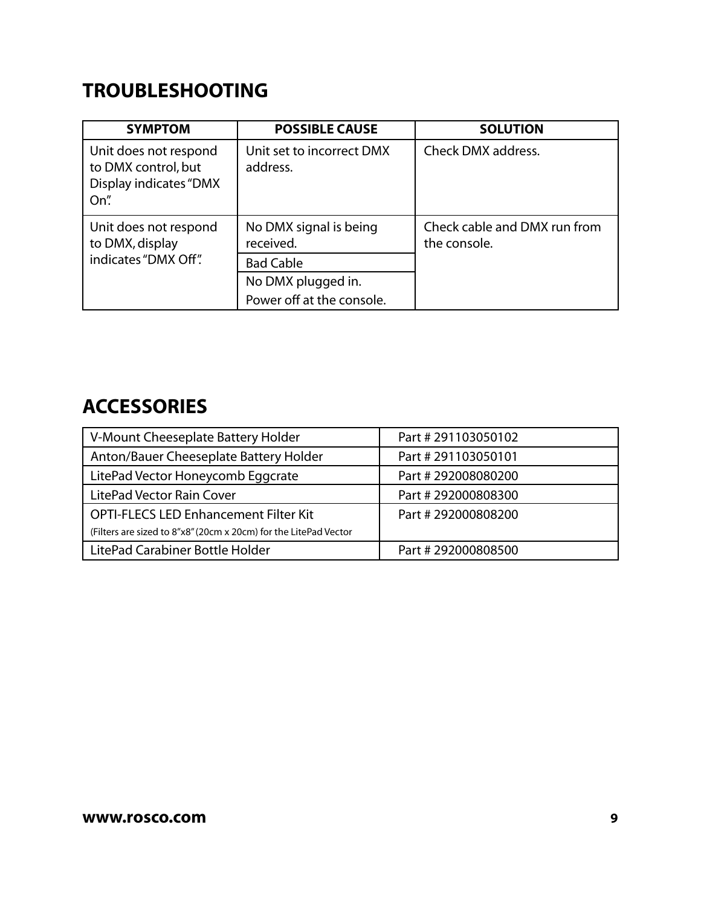## TROUBLESHOOTING

| SYMPTOM | POSSIBLE CAUSE | SOLUTION |
| --- | --- | --- |
| Unit does not respond to DMX control, but Display indicates "DMX On". | Unit set to incorrect DMX address. | Check DMX address. |
| Unit does not respond to DMX, display indicates "DMX Off". | No DMX signal is being received. | Check cable and DMX run from the console. |
| | Bad Cable | |
| | No DMX plugged in. Power off at the console. | |

## ACCESSORIES

| | |
| --- | --- |
| V-Mount Cheeseplate Battery Holder | Part # 291103050102 |
| Anton/Bauer Cheeseplate Battery Holder | Part # 291103050101 |
| LitePad Vector Honeycomb Eggcrate | Part # 292008080200 |
| LitePad Vector Rain Cover | Part # 292000808300 |
| OPTI-FLECS LED Enhancement Filter Kit (Filters are sized to 8"x8" (20cm x 20cm) for the LitePad Vector | Part # 292000808200 |
| LitePad Carabiner Bottle Holder | Part # 292000808500 |

**www.rosco.com**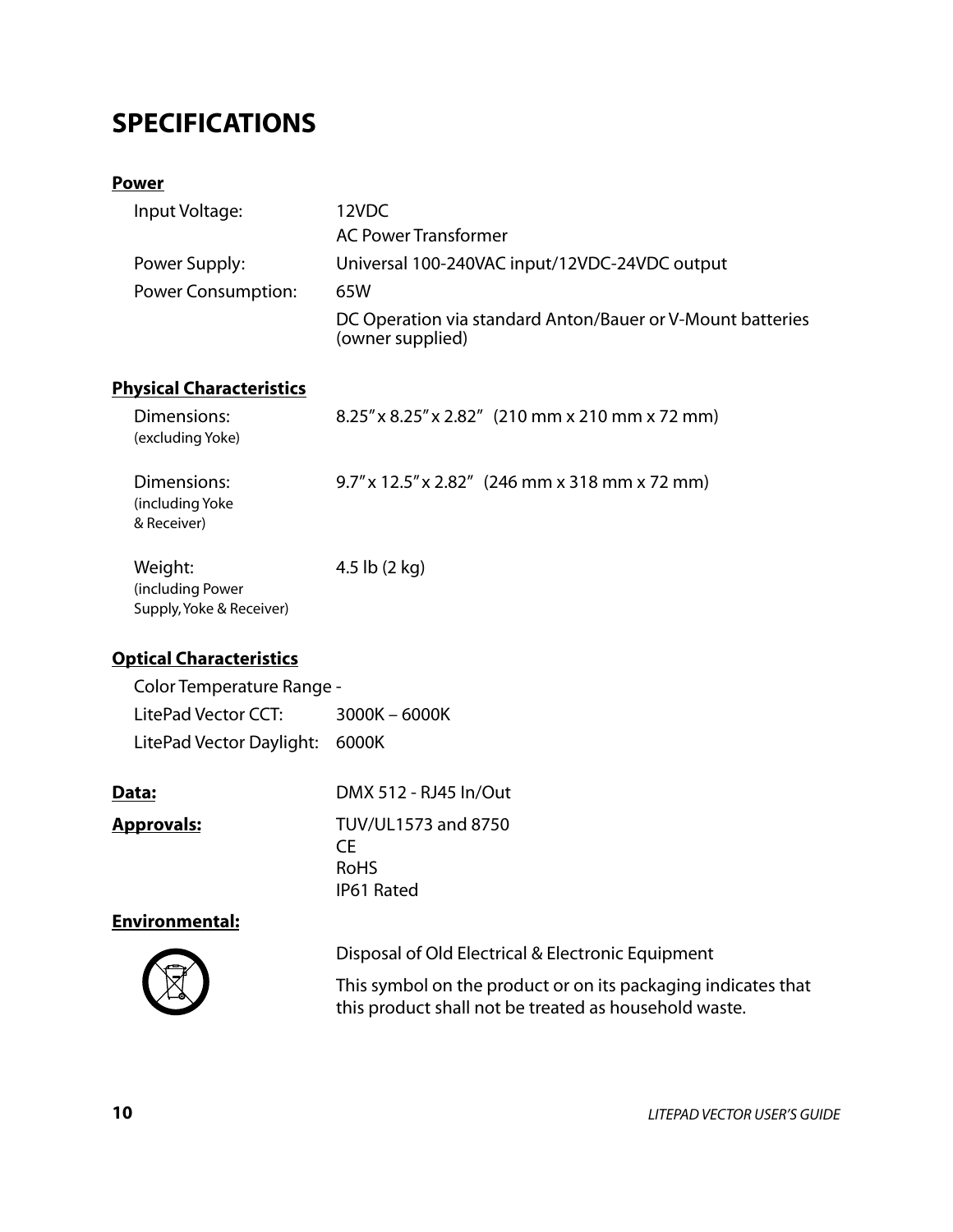# SPECIFICATIONS

**Power**

| | |
|---|---|
| Input Voltage: | 12VDC<br>AC Power Transformer |
| Power Supply: | Universal 100-240VAC input/12VDC-24VDC output |
| Power Consumption: | 65W<br>DC Operation via standard Anton/Bauer or V-Mount batteries (owner supplied) |

**Physical Characteristics**

| | |
|---|---|
| Dimensions: (excluding Yoke) | 8.25" x 8.25" x 2.82" (210 mm x 210 mm x 72 mm) |
| Dimensions: (including Yoke & Receiver) | 9.7" x 12.5" x 2.82" (246 mm x 318 mm x 72 mm) |
| Weight: (including Power Supply, Yoke & Receiver) | 4.5 lb (2 kg) |

**Optical Characteristics**

Color Temperature Range -

| | |
|---|---|
| LitePad Vector CCT: | 3000K – 6000K |
| LitePad Vector Daylight: | 6000K |

**Data:** DMX 512 - RJ45 In/Out

**Approvals:**

- TUV/UL1573 and 8750
- CE
- RoHS
- IP61 Rated

**Environmental:**

Disposal of Old Electrical & Electronic Equipment

This symbol on the product or on its packaging indicates that this product shall not be treated as household waste.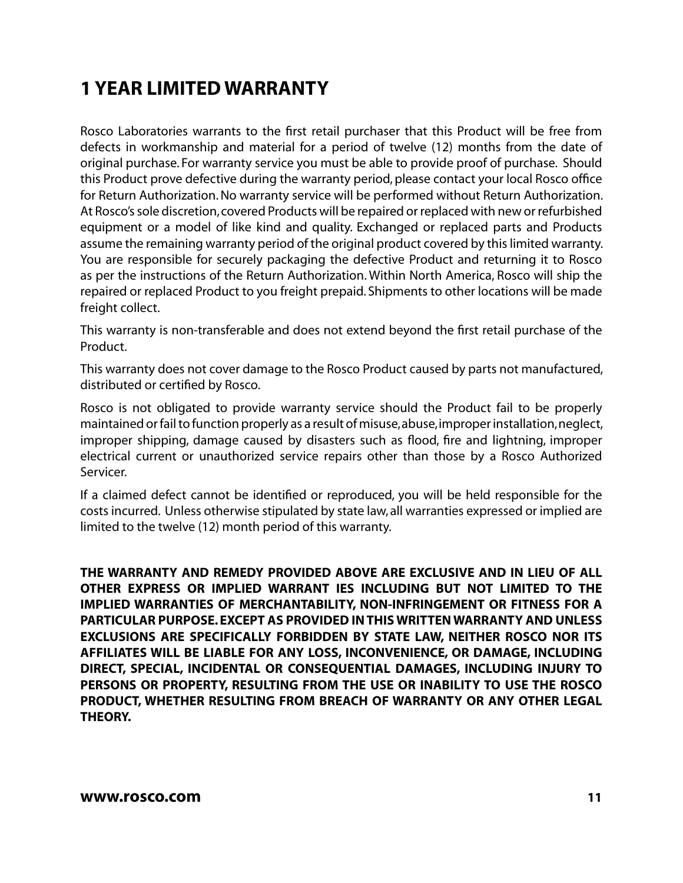# 1 YEAR LIMITED WARRANTY

Rosco Laboratories warrants to the first retail purchaser that this Product will be free from defects in workmanship and material for a period of twelve (12) months from the date of original purchase. For warranty service you must be able to provide proof of purchase. Should this Product prove defective during the warranty period, please contact your local Rosco office for Return Authorization. No warranty service will be performed without Return Authorization. At Rosco's sole discretion, covered Products will be repaired or replaced with new or refurbished equipment or a model of like kind and quality. Exchanged or replaced parts and Products assume the remaining warranty period of the original product covered by this limited warranty. You are responsible for securely packaging the defective Product and returning it to Rosco as per the instructions of the Return Authorization. Within North America, Rosco will ship the repaired or replaced Product to you freight prepaid. Shipments to other locations will be made freight collect.

This warranty is non-transferable and does not extend beyond the first retail purchase of the Product.

This warranty does not cover damage to the Rosco Product caused by parts not manufactured, distributed or certified by Rosco.

Rosco is not obligated to provide warranty service should the Product fail to be properly maintained or fail to function properly as a result of misuse, abuse, improper installation, neglect, improper shipping, damage caused by disasters such as flood, fire and lightning, improper electrical current or unauthorized service repairs other than those by a Rosco Authorized Servicer.

If a claimed defect cannot be identified or reproduced, you will be held responsible for the costs incurred. Unless otherwise stipulated by state law, all warranties expressed or implied are limited to the twelve (12) month period of this warranty.

**THE WARRANTY AND REMEDY PROVIDED ABOVE ARE EXCLUSIVE AND IN LIEU OF ALL OTHER EXPRESS OR IMPLIED WARRANT IES INCLUDING BUT NOT LIMITED TO THE IMPLIED WARRANTIES OF MERCHANTABILITY, NON-INFRINGEMENT OR FITNESS FOR A PARTICULAR PURPOSE. EXCEPT AS PROVIDED IN THIS WRITTEN WARRANTY AND UNLESS EXCLUSIONS ARE SPECIFICALLY FORBIDDEN BY STATE LAW, NEITHER ROSCO NOR ITS AFFILIATES WILL BE LIABLE FOR ANY LOSS, INCONVENIENCE, OR DAMAGE, INCLUDING DIRECT, SPECIAL, INCIDENTAL OR CONSEQUENTIAL DAMAGES, INCLUDING INJURY TO PERSONS OR PROPERTY, RESULTING FROM THE USE OR INABILITY TO USE THE ROSCO PRODUCT, WHETHER RESULTING FROM BREACH OF WARRANTY OR ANY OTHER LEGAL THEORY.**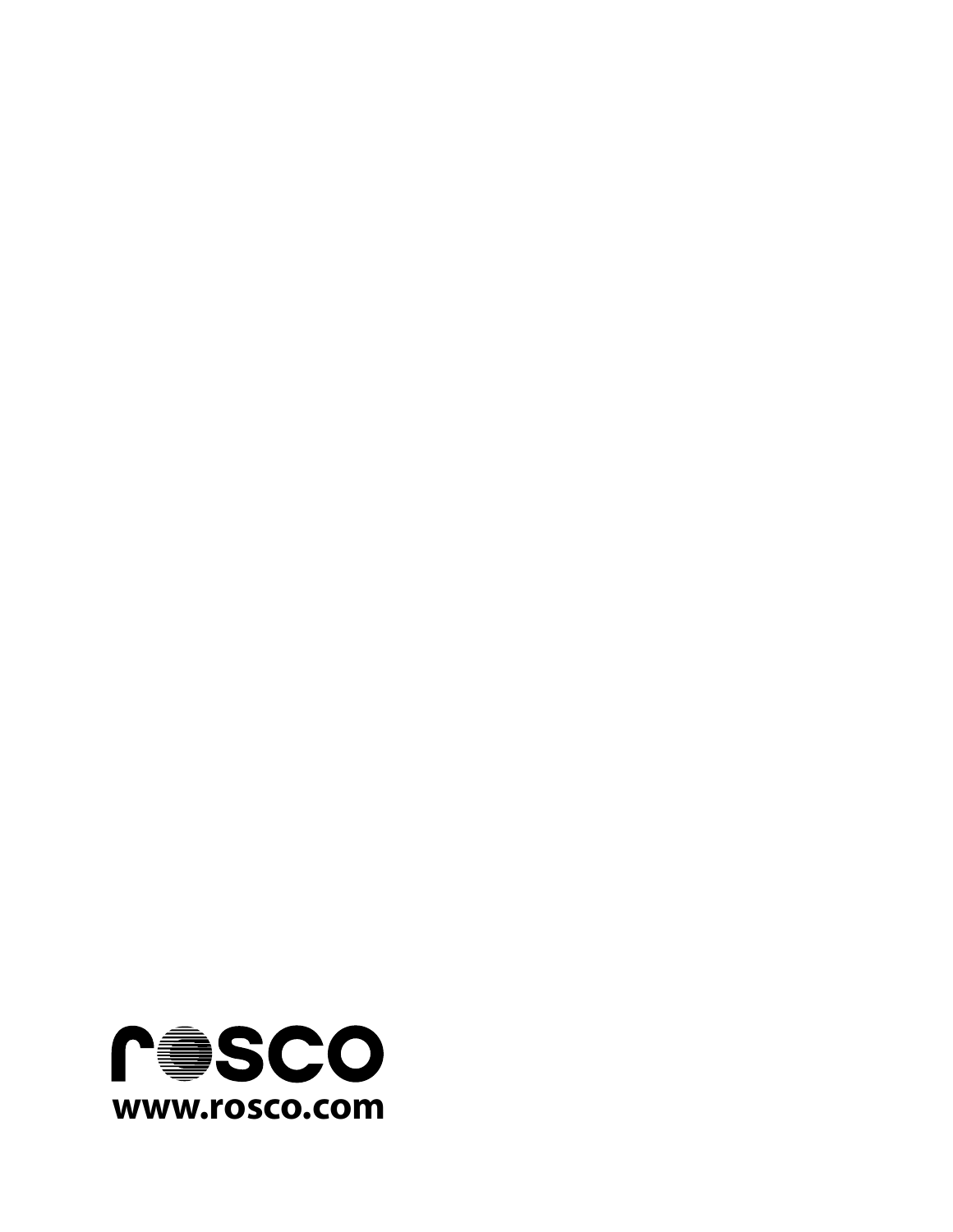rosco

www.rosco.com